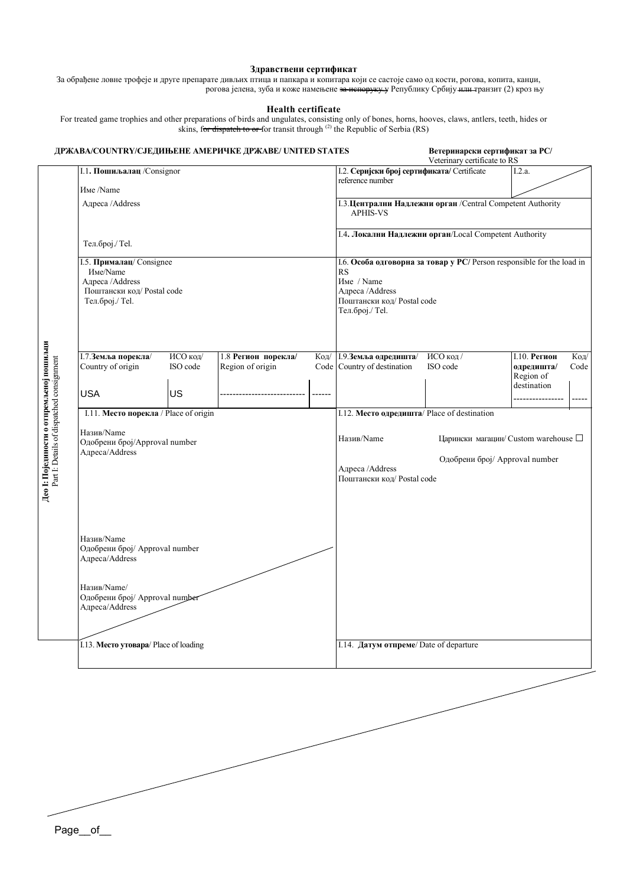**Здравствени сертификат**

За обрађене ловне трофеје и друге препарате дивљих птица и папкара и копитара који се састоје само од кости, рогова, копита, канџи, рогова јелена, зуба и коже намењене ~~за испоруку у~~ Републику Србију ~~или~~ транзит (2) кроз њу

**Health certificate**

For treated game trophies and other preparations of birds and ungulates, consisting only of bones, horns, hooves, claws, antlers, teeth, hides or skins, f~~or dispatch to or~~ for transit through [(2)] the Republic of Serbia (RS)

**ДРЖАВА/COUNTRY/СЈЕДИЊЕНЕ АМЕРИЧКЕ ДРЖАВЕ/ UNITED STATES**

**Ветеринарски сертификат за РС/** Veterinary certificate to RS

**Део I: Појединости о отпремљеној пошиљци** / Part I: Details of dispatched consignment

| | |
|---|---|
| I.1. **Пошиљалац** /Consignor<br>Име /Name<br>Адреса /Address<br>Тел.број./ Tel. | I.2. **Серијски број сертификата/** Certificate reference number<br>I.2.a.<br>I.3.**Централни Надлежни орган** /Central Competent Authority<br>APHIS-VS<br>I.4. **Локални Надлежни орган**/Local Competent Authority |
| I.5. **Прималац**/ Consignee<br>Име/Name<br>Адреса /Address<br>Поштански код/ Postal code<br>Тел.број./ Tel. | I.6. **Особа одговорна за товар у РС/** Person responsible for the load in RS<br>Име / Name<br>Адреса /Address<br>Поштански код/ Postal code<br>Тел.број./ Tel. |

| I.7.**Земља порекла**/ Country of origin | ИСО код/ ISO code | 1.8 **Регион порекла/** Region of origin | Код/ Code | I.9.**Земља одредишта**/ Country of destination | ИСО код / ISO code | I.10. **Регион одредишта/** Region of destination | Код/ Code |
|---|---|---|---|---|---|---|---|
| USA | US | -------------------------- | ------ | | | ---------------- | ----- |

| | |
|---|---|
| I.11. **Место порекла** / Place of origin<br>Назив/Name<br>Одобрени број/Approval number<br>Адреса/Address<br><br>Назив/Name<br>Одобрени број/ Approval number<br>Адреса/Address<br><br>Назив/Name/<br>Одобрени број/ Approval number<br>Адреса/Address | I.12. **Место одредишта**/ Place of destination<br>Назив/Name<br>Царински магацин/ Custom warehouse ☐<br>Одобрени број/ Approval number<br>Адреса /Address<br>Поштански код/ Postal code |
| I.13. **Место утовара**/ Place of loading | I.14. **Датум отпреме**/ Date of departure |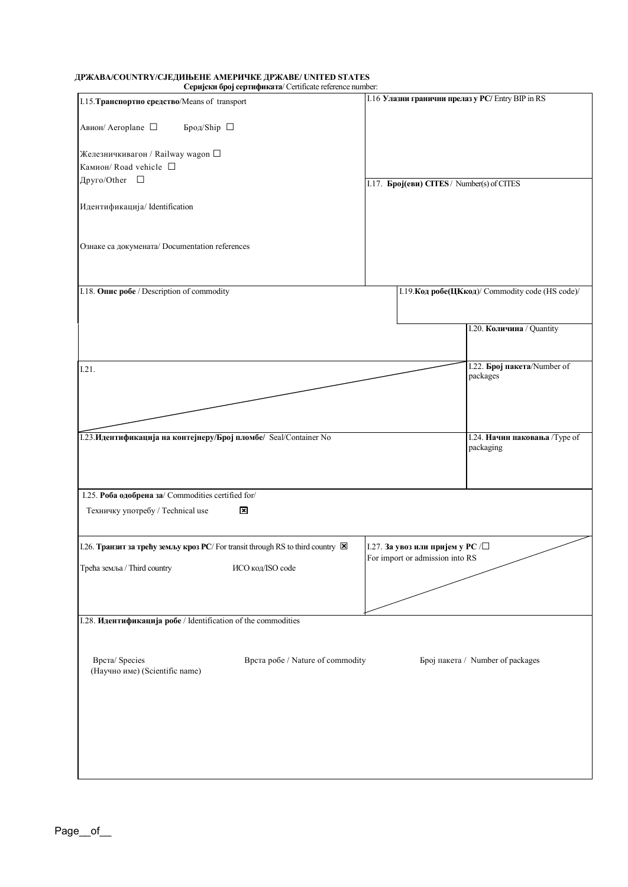**ДРЖАВА/COUNTRY/СЈЕДИЊЕНЕ АМЕРИЧКЕ ДРЖАВЕ/ UNITED STATES**

**Серијски број сертификата**/ Certificate reference number:

| | |
|---|---|
| I.15.**Транспортно средство**/Means of transport<br><br>Авион/ Aeroplane ☐ Брод/Ship ☐<br><br>Железничкивагон / Railway wagon ☐<br>Камион/ Road vehicle ☐<br>Друго/Other ☐<br><br>Идентификација/ Identification<br><br>Ознаке са докумената/ Documentation references | I.16 **Улазни гранични прелаз у РС/** Entry BIP in RS<br><br>I.17. **Број(еви) CITES** / Number(s) of CITES |

| | | |
|---|---|---|
| I.18. **Опис робе** / Description of commodity | I.19.**Код робе(ЦКкод)**/ Commodity code (HS code)/ | |
| | | I.20. **Количина** / Quantity |
| I.21. | | I.22. **Број пакета**/Number of packages |
| I.23.**Идентификација на контејнеру/Број пломбе/** Seal/Container No | | I.24. **Начин паковања** /Type of packaging |

I.25. **Роба одобрена за**/ Commodities certified for/

Техничку употребу / Technical use ☒

| | |
|---|---|
| I.26. **Транзит за трећу земљу кроз РС**/ For transit through RS to third country ☒<br><br>Трећа земља / Third country ИСО код/ISO code | I.27. **За увоз или пријем у РС** /☐<br>For import or admission into RS |

I.28. **Идентификација робе** / Identification of the commodities

| Врста/ Species (Научно име) (Scientific name) | Врста робе / Nature of commodity | Број пакета / Number of packages |
|---|---|---|
| | | |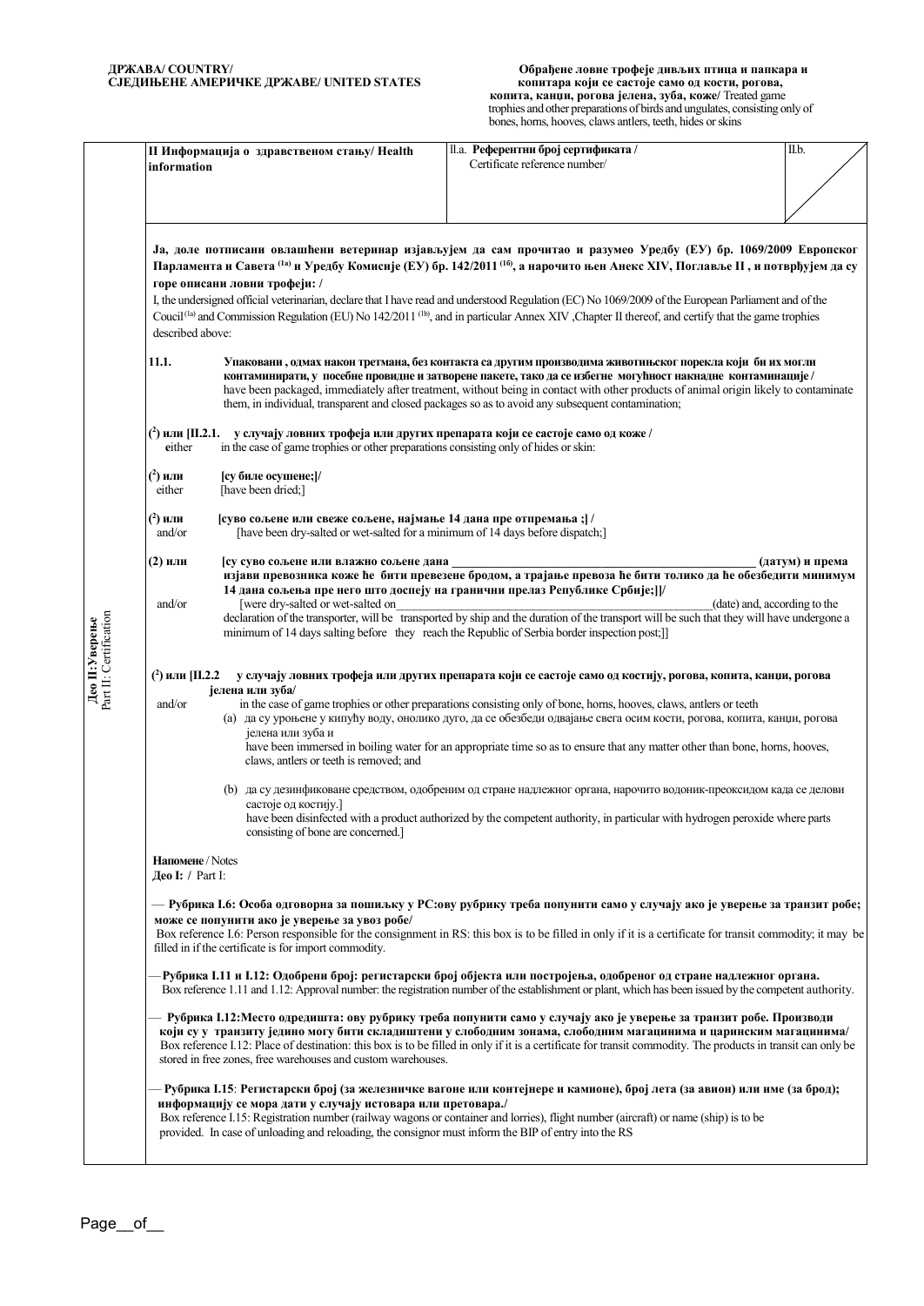**ДРЖАВА/ COUNTRY/**
**СЈЕДИЊЕНЕ АМЕРИЧКЕ ДРЖАВЕ/ UNITED STATES**

**Обрађене ловне трофеје дивљих птица и папкара и копитара који се састоје само од кости, рогова, копита, канџи, рогова јелена, зуба, коже/** Treated game trophies and other preparations of birds and ungulates, consisting only of bones, horns, hooves, claws antlers, teeth, hides or skins

**Део II:Уверење**
Part II: Certification

| **II Информација о здравственом стању/ Health information** | **II.a. Референтни број сертификата /** Certificate reference number/ | II.b. |
|---|---|---|

**Ја, доле потписани овлашћени ветеринар изјављујем да сам прочитао и разумео Уредбу (ЕУ) бр. 1069/2009 Европског Парламента и Савета [1a] и Уредбу Комисије (ЕУ) бр. 142/2011 [1б], а нарочито њен Анекс XIV, Поглавље II , и потврђујем да су горе описани ловни трофеји: /**
I, the undersigned official veterinarian, declare that I have read and understood Regulation (EC) No 1069/2009 of the European Parliament and of the Coucil [1a] and Commission Regulation (EU) No 142/2011 [1b], and in particular Annex XIV ,Chapter II thereof, and certify that the game trophies described above:

**11.1.** **Упаковани , одмах након третмана, без контакта са другим производима животињског порекла који би их могли контаминирати, у посебне провидне и затворене пакете, тако да се избегне могућност накнадне контаминације /**
have been packaged, immediately after treatment, without being in contact with other products of animal origin likely to contaminate them, in individual, transparent and closed packages so as to avoid any subsequent contamination;

**(2) или [II.2.1. у случају ловних трофеја или других препарата који се састоје само од коже /**
either in the case of game trophies or other preparations consisting only of hides or skin:

**(2) или** **[су биле осушене;]/**
either [have been dried;]

**(2) или** **[суво сољене или свеже сољене, најмање 14 дана пре отпремања ;] /**
and/or [have been dry-salted or wet-salted for a minimum of 14 days before dispatch;]

**(2) или** **[су суво сољене или влажно сољене дана \_\_\_\_\_\_\_\_\_\_\_\_\_\_\_\_\_\_\_\_ (датум) и према изјави превозника коже ће бити превезене бродом, а трајање превоза ће бити толико да ће обезбедити минимум 14 дана сољења пре него што доспеју на гранични прелаз Републике Србије;]]/**
and/or [were dry-salted or wet-salted on\_\_\_\_\_\_\_\_\_\_\_\_\_\_\_\_\_\_\_\_(date) and, according to the declaration of the transporter, will be transported by ship and the duration of the transport will be such that they will have undergone a minimum of 14 days salting before they reach the Republic of Serbia border inspection post;]]

**(2) или [II.2.2 у случају ловних трофеја или других препарата који се састоје само од костију, рогова, копита, канџи, рогова јелена или зуба/**
and/or in the case of game trophies or other preparations consisting only of bone, horns, hooves, claws, antlers or teeth

(a) да су урођене у кипућу воду, онолико дуго, да се обезбеди одвајање свега осим кости, рогова, копита, канџи, рогова јелена или зуба и
have been immersed in boiling water for an appropriate time so as to ensure that any matter other than bone, horns, hooves, claws, antlers or teeth is removed; and

(b) да су дезинфиковане средством, одобреним од стране надлежног органа, нарочито водоник-пероксидом када се делови састоје од костију.]
have been disinfected with a product authorized by the competent authority, in particular with hydrogen peroxide where parts consisting of bone are concerned.]

**Напомене** / Notes
**Део I: /** Part I:

— **Рубрика I.6: Особа одговорна за пошиљку у РС:ову рубрику треба попунити само у случају ако је уверење за транзит робе; може се попунити ако је уверење за увоз робе/**
Box reference I.6: Person responsible for the consignment in RS: this box is to be filled in only if it is a certificate for transit commodity; it may be filled in if the certificate is for import commodity.

—**Рубрика I.11 и I.12: Одобрени број: регистарски број објекта или постројења, одобреног од стране надлежног органа.**
Box reference 1.11 and 1.12: Approval number: the registration number of the establishment or plant, which has been issued by the competent authority.

— **Рубрика I.12:Место одредишта: ову рубрику треба попунити само у случају ако је уверење за транзит робе. Производи који су у транзиту једино могу бити складиштени у слободним зонама, слободним магацинима и царинским магацинима/**
Box reference I.12: Place of destination: this box is to be filled in only if it is a certificate for transit commodity. The products in transit can only be stored in free zones, free warehouses and custom warehouses.

— **Рубрика I.15**: **Регистарски број (за железничке вагоне или контејнере и камионе), број лета (за авион) или име (за брод); информацију се мора дати у случају истовара или претовара./**
Box reference I.15: Registration number (railway wagons or container and lorries), flight number (aircraft) or name (ship) is to be provided. In case of unloading and reloading, the consignor must inform the BIP of entry into the RS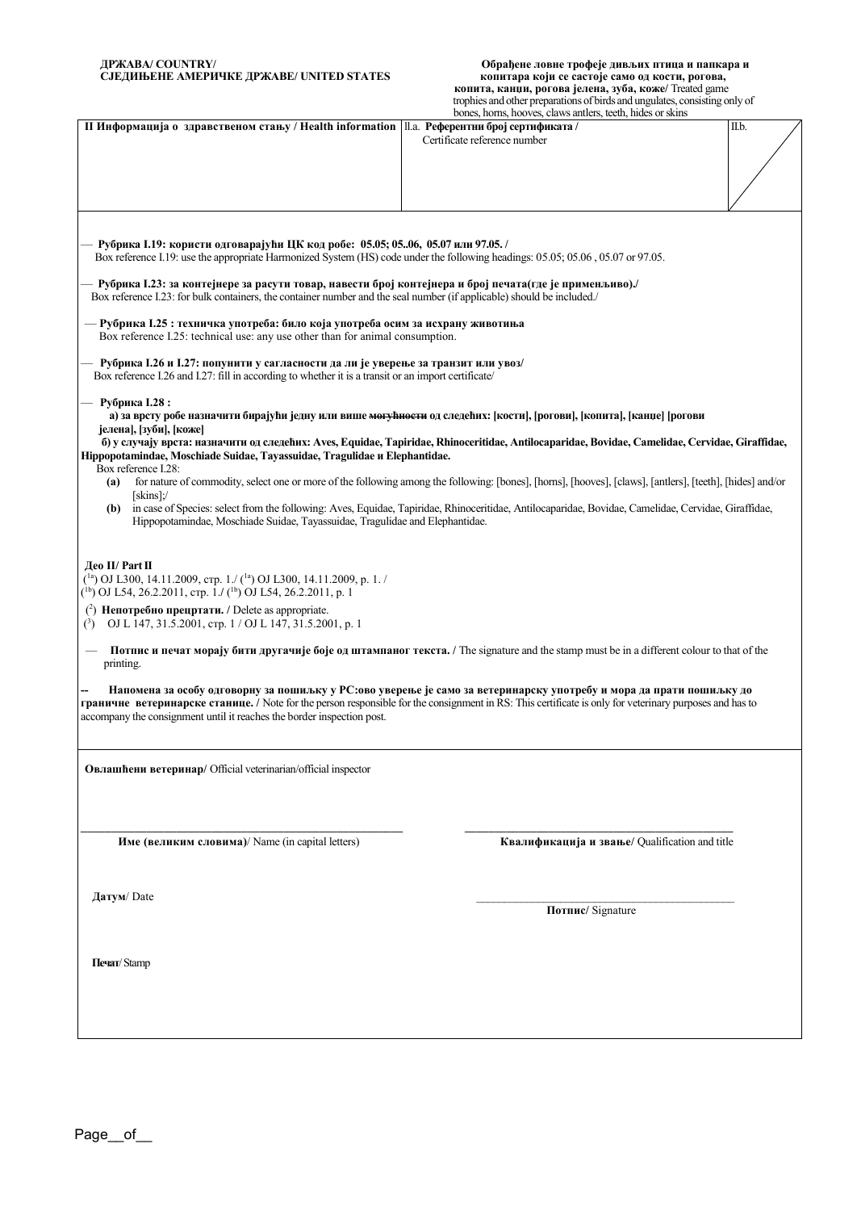**ДРЖАВА/ COUNTRY/**
**СЈЕДИЊЕНЕ АМЕРИЧКЕ ДРЖАВЕ/ UNITED STATES**

**Обрађене ловне трофеје дивљих птица и папкара и копитара који се састоје само од кости, рогова, копита, канџи, рогова јелена, зуба, коже/** Treated game trophies and other preparations of birds and ungulates, consisting only of bones, horns, hooves, claws antlers, teeth, hides or skins

| **II Информација о здравственом стању / Health information** | II.a. **Референтни број сертификата /** Certificate reference number | II.b. |
|---|---|---|

— **Рубрика I.19: користи одговарајући ЦК код робе: 05.05; 05..06, 05.07 или 97.05. /** Box reference I.19: use the appropriate Harmonized System (HS) code under the following headings: 05.05; 05.06 , 05.07 or 97.05.

— **Рубрика I.23: за контејнере за расути товар, навести број контејнера и број печата(где је примењиво)./** Box reference I.23: for bulk containers, the container number and the seal number (if applicable) should be included./

— **Рубрика I.25 : техничка употреба: било која употреба осим за исхрану животиња** Box reference I.25: technical use: any use other than for animal consumption.

— **Рубрика I.26 и I.27: попунити у сагласности да ли је уверење за транзит или увоз/** Box reference I.26 and I.27: fill in according to whether it is a transit or an import certificate/

— **Рубрика I.28 :**
**а) за врсту робе назначити бирајући једну или више ~~могућности~~ од следећих: [кости], [рогови], [копита], [канџе] [рогови јелена], [зуби], [коже]**
**б) у случају врста: назначити од следећих: Aves, Equidae, Tapiridae, Rhinoceritidae, Antilocaparidae, Bovidae, Camelidae, Cervidae, Giraffidae, Hippopotamindae, Moschiade Suidae, Tayassuidae, Tragulidae и Elephantidae.**
Box reference I.28:
- **(a)** for nature of commodity, select one or more of the following among the following: [bones], [horns], [hooves], [claws], [antlers], [teeth], [hides] and/or [skins];/
- **(b)** in case of Species: select from the following: Aves, Equidae, Tapiridae, Rhinoceritidae, Antilocaparidae, Bovidae, Camelidae, Cervidae, Giraffidae, Hippopotamindae, Moschiade Suidae, Tayassuidae, Tragulidae and Elephantidae.

**Део II/ Part II**
([1a]) OJ L300, 14.11.2009, стр. 1./ ([1a]) OJ L300, 14.11.2009, p. 1. /
([1b]) OJ L54, 26.2.2011, стр. 1./ ([1b]) OJ L54, 26.2.2011, p. 1

([2]) **Непотребно прецртати. /** Delete as appropriate.
([3]) OJ L 147, 31.5.2001, стр. 1 / OJ L 147, 31.5.2001, p. 1

— **Потпис и печат морају бити другачије боје од штампаног текста. /** The signature and the stamp must be in a different colour to that of the printing.

-- **Напомена за особу одговорну за пошиљку у РС:ово уверење је само за ветеринарску употребу и мора да прати пошиљку до граничне ветеринарске станице. /** Note for the person responsible for the consignment in RS: This certificate is only for veterinary purposes and has to accompany the consignment until it reaches the border inspection post.

**Овлашћени ветеринар/** Official veterinarian/official inspector

______________________________
**Име (великим словима)**/ Name (in capital letters)

______________________________
**Квалификација и звање/** Qualification and title

**Датум**/ Date

______________________________
**Потпис/** Signature

**Печат**/ Stamp